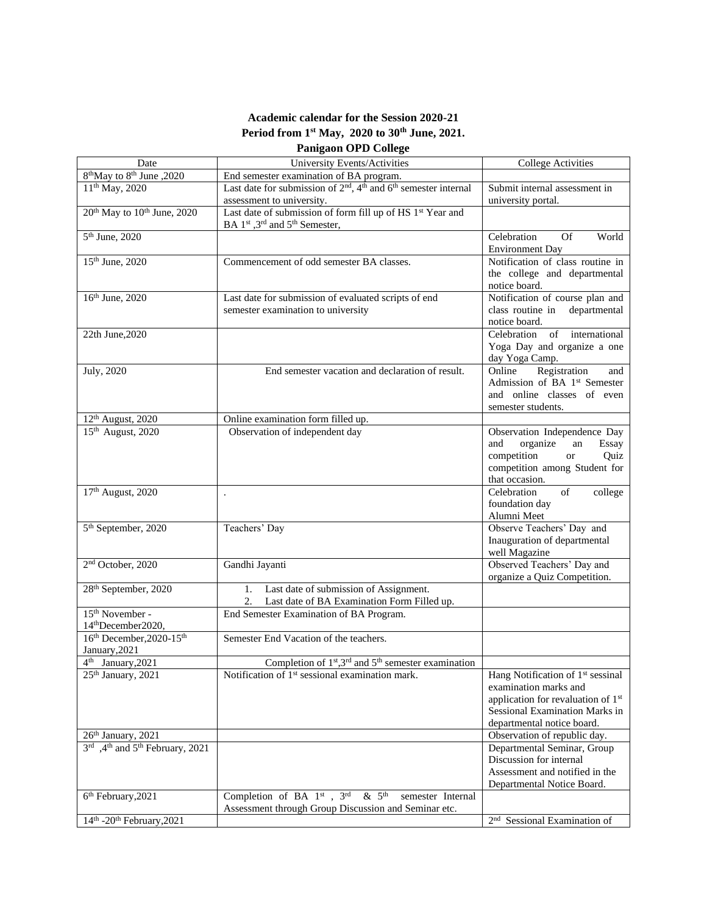**Academic calendar for the Session 2020-21**
**Period from 1st May, 2020 to 30th June, 2021.**
**Panigaon OPD College**

| Date | University Events/Activities | College Activities |
|---|---|---|
| 8thMay to 8th June ,2020 | End semester examination of BA program. | |
| 11th May, 2020 | Last date for submission of 2nd, 4th and 6th semester internal assessment to university. | Submit internal assessment in university portal. |
| 20th May to 10th June, 2020 | Last date of submission of form fill up of HS 1st Year and BA 1st ,3rd and 5th Semester, | |
| 5th June, 2020 | | Celebration Of World Environment Day |
| 15th June, 2020 | Commencement of odd semester BA classes. | Notification of class routine in the college and departmental notice board. |
| 16th June, 2020 | Last date for submission of evaluated scripts of end semester examination to university | Notification of course plan and class routine in departmental notice board. |
| 22th June,2020 | | Celebration of international Yoga Day and organize a one day Yoga Camp. |
| July, 2020 | End semester vacation and declaration of result. | Online Registration and Admission of BA 1st Semester and online classes of even semester students. |
| 12th August, 2020 | Online examination form filled up. | |
| 15th August, 2020 | Observation of independent day | Observation Independence Day and organize an Essay competition or Quiz competition among Student for that occasion. |
| 17th August, 2020 | . | Celebration of college foundation day Alumni Meet |
| 5th September, 2020 | Teachers' Day | Observe Teachers' Day and Inauguration of departmental well Magazine |
| 2nd October, 2020 | Gandhi Jayanti | Observed Teachers' Day and organize a Quiz Competition. |
| 28th September, 2020 | 1. Last date of submission of Assignment. 2. Last date of BA Examination Form Filled up. | |
| 15th November - 14thDecember2020, | End Semester Examination of BA Program. | |
| 16th December,2020-15th January,2021 | Semester End Vacation of the teachers. | |
| 4th January,2021 | Completion of 1st,3rd and 5th semester examination | |
| 25th January, 2021 | Notification of 1st sessional examination mark. | Hang Notification of 1st sessinal examination marks and application for revaluation of 1st Sessional Examination Marks in departmental notice board. |
| 26th January, 2021 | | Observation of republic day. |
| 3rd ,4th and 5th February, 2021 | | Departmental Seminar, Group Discussion for internal Assessment and notified in the Departmental Notice Board. |
| 6th February,2021 | Completion of BA 1st , 3rd & 5th semester Internal Assessment through Group Discussion and Seminar etc. | |
| 14th -20th February,2021 | | 2nd Sessional Examination of |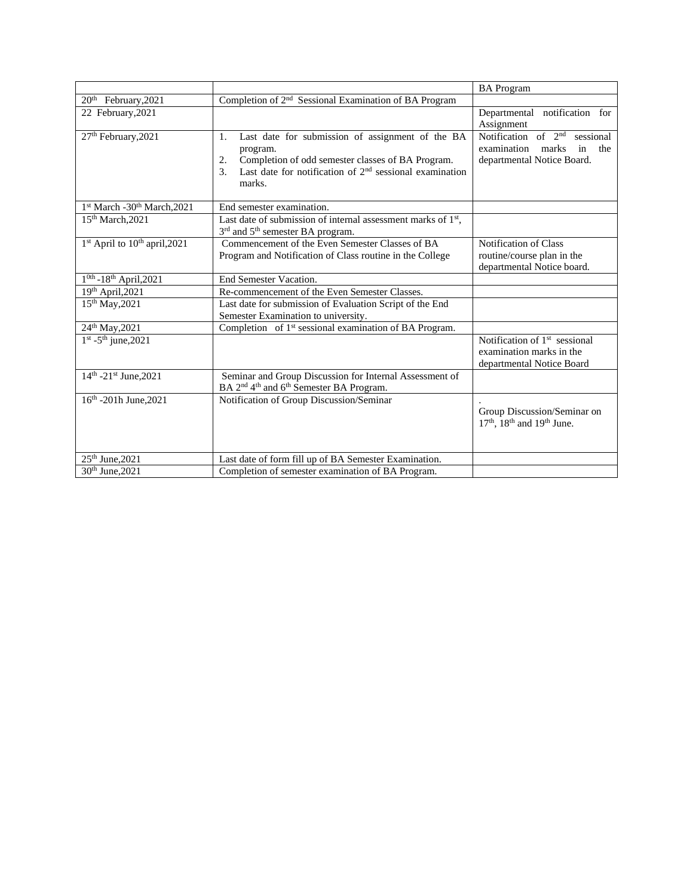| | | |
|---|---|---|
| | | BA Program |
| 20th February,2021 | Completion of 2nd Sessional Examination of BA Program | |
| 22 February,2021 | | Departmental notification for Assignment |
| 27th February,2021 | 1. Last date for submission of assignment of the BA program.<br>2. Completion of odd semester classes of BA Program.<br>3. Last date for notification of 2nd sessional examination marks. | Notification of 2nd sessional examination marks in the departmental Notice Board. |
| 1st March -30th March,2021 | End semester examination. | |
| 15th March,2021 | Last date of submission of internal assessment marks of 1st, 3rd and 5th semester BA program. | |
| 1st April to 10th april,2021 | Commencement of the Even Semester Classes of BA Program and Notification of Class routine in the College | Notification of Class routine/course plan in the departmental Notice board. |
| 10th -18th April,2021 | End Semester Vacation. | |
| 19th April,2021 | Re-commencement of the Even Semester Classes. | |
| 15th May,2021 | Last date for submission of Evaluation Script of the End Semester Examination to university. | |
| 24th May,2021 | Completion of 1st sessional examination of BA Program. | |
| 1st -5th june,2021 | | Notification of 1st sessional examination marks in the departmental Notice Board |
| 14th -21st June,2021 | Seminar and Group Discussion for Internal Assessment of BA 2nd 4th and 6th Semester BA Program. | |
| 16th -201h June,2021 | Notification of Group Discussion/Seminar | .<br>Group Discussion/Seminar on 17th, 18th and 19th June. |
| 25th June,2021 | Last date of form fill up of BA Semester Examination. | |
| 30th June,2021 | Completion of semester examination of BA Program. | |